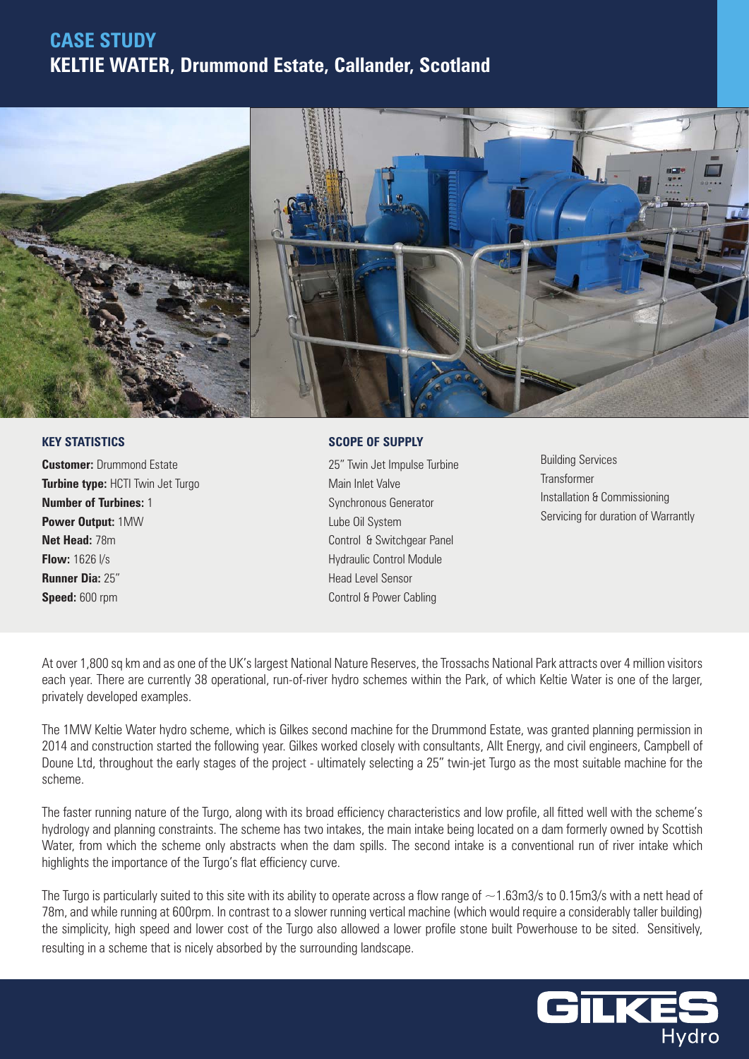# CASE STUDY

## KELTIE WATER, Drummond Estate, Callander, Scotland

### KEY STATISTICS

**Customer:** Drummond Estate
**Turbine type:** HCTI Twin Jet Turgo
**Number of Turbines:** 1
**Power Output:** 1MW
**Net Head:** 78m
**Flow:** 1626 l/s
**Runner Dia:** 25"
**Speed:** 600 rpm

### SCOPE OF SUPPLY

- 25" Twin Jet Impulse Turbine
- Main Inlet Valve
- Synchronous Generator
- Lube Oil System
- Control & Switchgear Panel
- Hydraulic Control Module
- Head Level Sensor
- Control & Power Cabling
- Building Services
- Transformer
- Installation & Commissioning
- Servicing for duration of Warrantly

At over 1,800 sq km and as one of the UK's largest National Nature Reserves, the Trossachs National Park attracts over 4 million visitors each year. There are currently 38 operational, run-of-river hydro schemes within the Park, of which Keltie Water is one of the larger, privately developed examples.

The 1MW Keltie Water hydro scheme, which is Gilkes second machine for the Drummond Estate, was granted planning permission in 2014 and construction started the following year. Gilkes worked closely with consultants, Allt Energy, and civil engineers, Campbell of Doune Ltd, throughout the early stages of the project - ultimately selecting a 25" twin-jet Turgo as the most suitable machine for the scheme.

The faster running nature of the Turgo, along with its broad efficiency characteristics and low profile, all fitted well with the scheme's hydrology and planning constraints. The scheme has two intakes, the main intake being located on a dam formerly owned by Scottish Water, from which the scheme only abstracts when the dam spills. The second intake is a conventional run of river intake which highlights the importance of the Turgo's flat efficiency curve.

The Turgo is particularly suited to this site with its ability to operate across a flow range of ~1.63m3/s to 0.15m3/s with a nett head of 78m, and while running at 600rpm. In contrast to a slower running vertical machine (which would require a considerably taller building) the simplicity, high speed and lower cost of the Turgo also allowed a lower profile stone built Powerhouse to be sited. Sensitively, resulting in a scheme that is nicely absorbed by the surrounding landscape.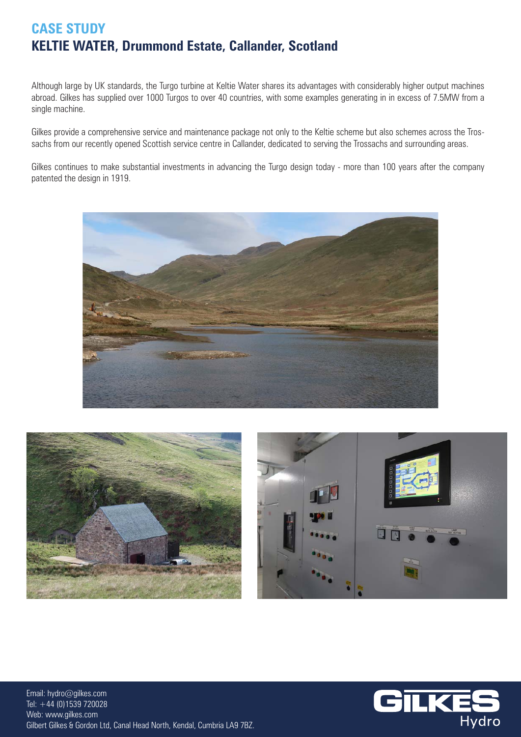# CASE STUDY

## KELTIE WATER, Drummond Estate, Callander, Scotland

Although large by UK standards, the Turgo turbine at Keltie Water shares its advantages with considerably higher output machines abroad. Gilkes has supplied over 1000 Turgos to over 40 countries, with some examples generating in in excess of 7.5MW from a single machine.

Gilkes provide a comprehensive service and maintenance package not only to the Keltie scheme but also schemes across the Trossachs from our recently opened Scottish service centre in Callander, dedicated to serving the Trossachs and surrounding areas.

Gilkes continues to make substantial investments in advancing the Turgo design today - more than 100 years after the company patented the design in 1919.

Email: hydro@gilkes.com
Tel: +44 (0)1539 720028
Web: www.gilkes.com
Gilbert Gilkes & Gordon Ltd, Canal Head North, Kendal, Cumbria LA9 7BZ.